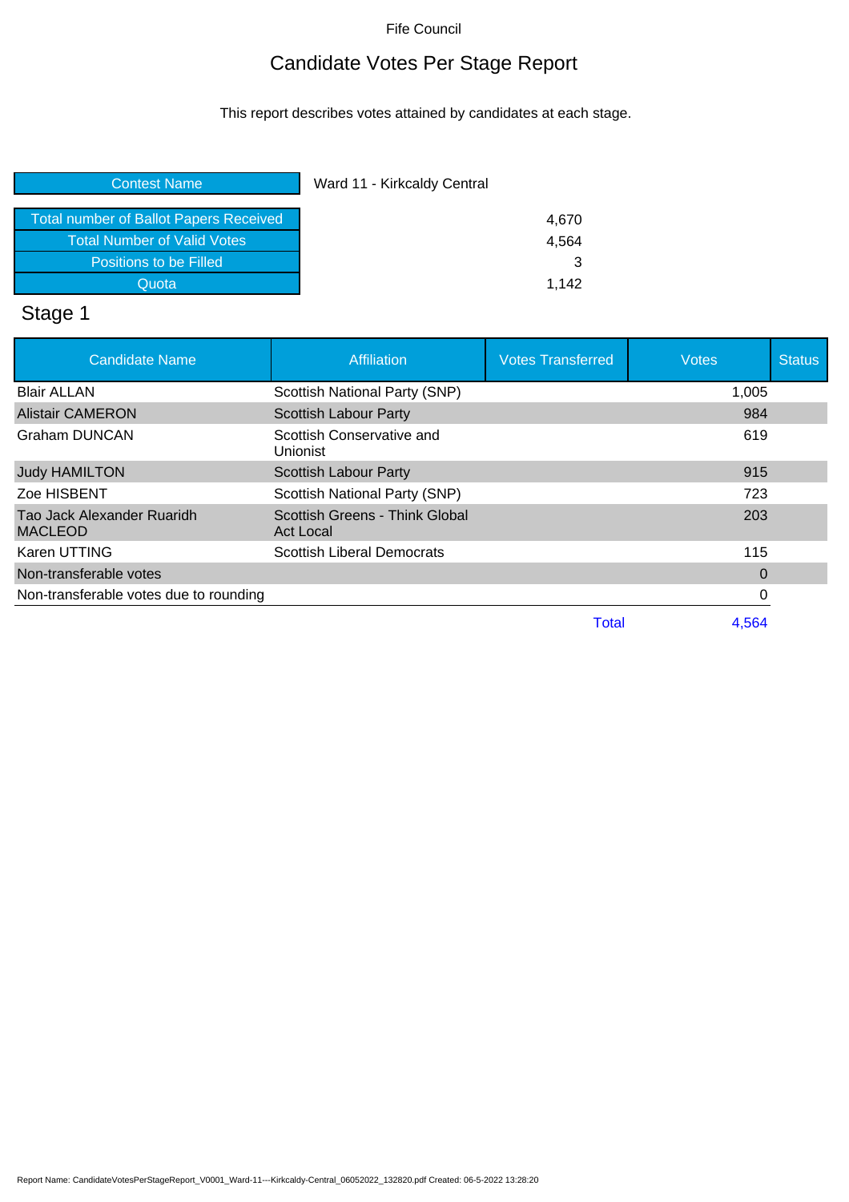Fife Council

# Candidate Votes Per Stage Report

This report describes votes attained by candidates at each stage.

| Contest Name | Ward 11 - Kirkcaldy Central |
|---|---|
| Total number of Ballot Papers Received | 4,670 |
| Total Number of Valid Votes | 4,564 |
| Positions to be Filled | 3 |
| Quota | 1,142 |

## Stage 1

| Candidate Name | Affiliation | Votes Transferred | Votes | Status |
|---|---|---|---|---|
| Blair ALLAN | Scottish National Party (SNP) | | 1,005 | |
| Alistair CAMERON | Scottish Labour Party | | 984 | |
| Graham DUNCAN | Scottish Conservative and Unionist | | 619 | |
| Judy HAMILTON | Scottish Labour Party | | 915 | |
| Zoe HISBENT | Scottish National Party (SNP) | | 723 | |
| Tao Jack Alexander Ruaridh MACLEOD | Scottish Greens - Think Global Act Local | | 203 | |
| Karen UTTING | Scottish Liberal Democrats | | 115 | |
| Non-transferable votes | | | 0 | |
| Non-transferable votes due to rounding | | | 0 | |
| | | Total | 4,564 | |

Report Name: CandidateVotesPerStageReport_V0001_Ward-11---Kirkcaldy-Central_06052022_132820.pdf Created: 06-5-2022 13:28:20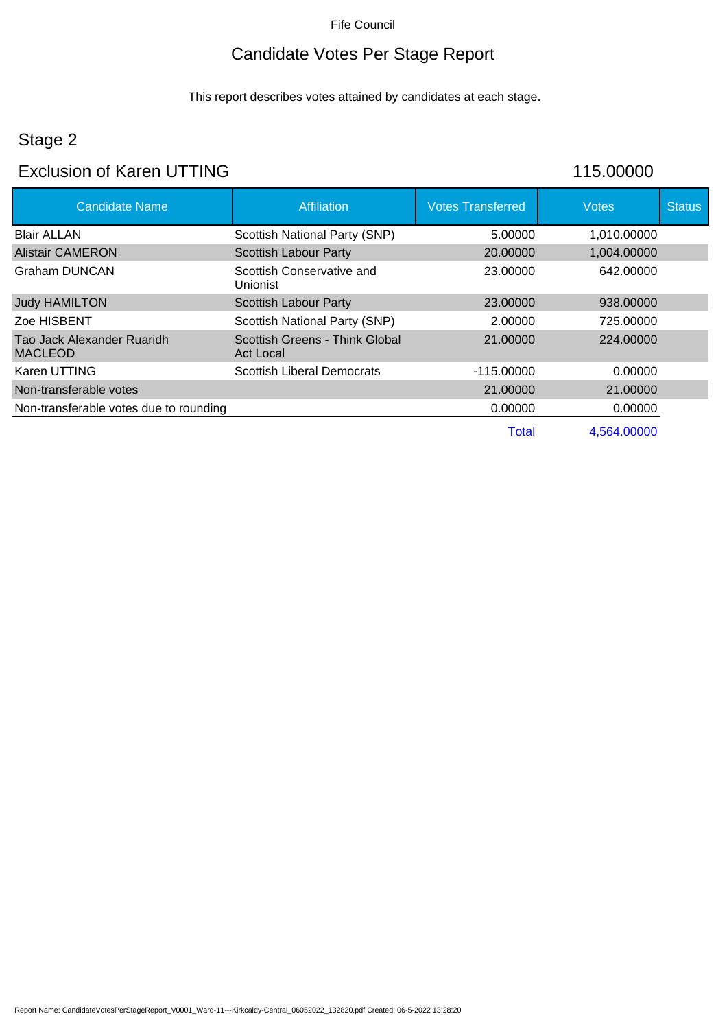Fife Council

# Candidate Votes Per Stage Report

This report describes votes attained by candidates at each stage.

## Stage 2

## Exclusion of Karen UTTING 115.00000

| Candidate Name | Affiliation | Votes Transferred | Votes | Status |
|---|---|---|---|---|
| Blair ALLAN | Scottish National Party (SNP) | 5.00000 | 1,010.00000 | |
| Alistair CAMERON | Scottish Labour Party | 20.00000 | 1,004.00000 | |
| Graham DUNCAN | Scottish Conservative and Unionist | 23.00000 | 642.00000 | |
| Judy HAMILTON | Scottish Labour Party | 23.00000 | 938.00000 | |
| Zoe HISBENT | Scottish National Party (SNP) | 2.00000 | 725.00000 | |
| Tao Jack Alexander Ruaridh MACLEOD | Scottish Greens - Think Global Act Local | 21.00000 | 224.00000 | |
| Karen UTTING | Scottish Liberal Democrats | -115.00000 | 0.00000 | |
| Non-transferable votes | | 21.00000 | 21.00000 | |
| Non-transferable votes due to rounding | | 0.00000 | 0.00000 | |
| | | Total | 4,564.00000 | |

Report Name: CandidateVotesPerStageReport_V0001_Ward-11---Kirkcaldy-Central_06052022_132820.pdf Created: 06-5-2022 13:28:20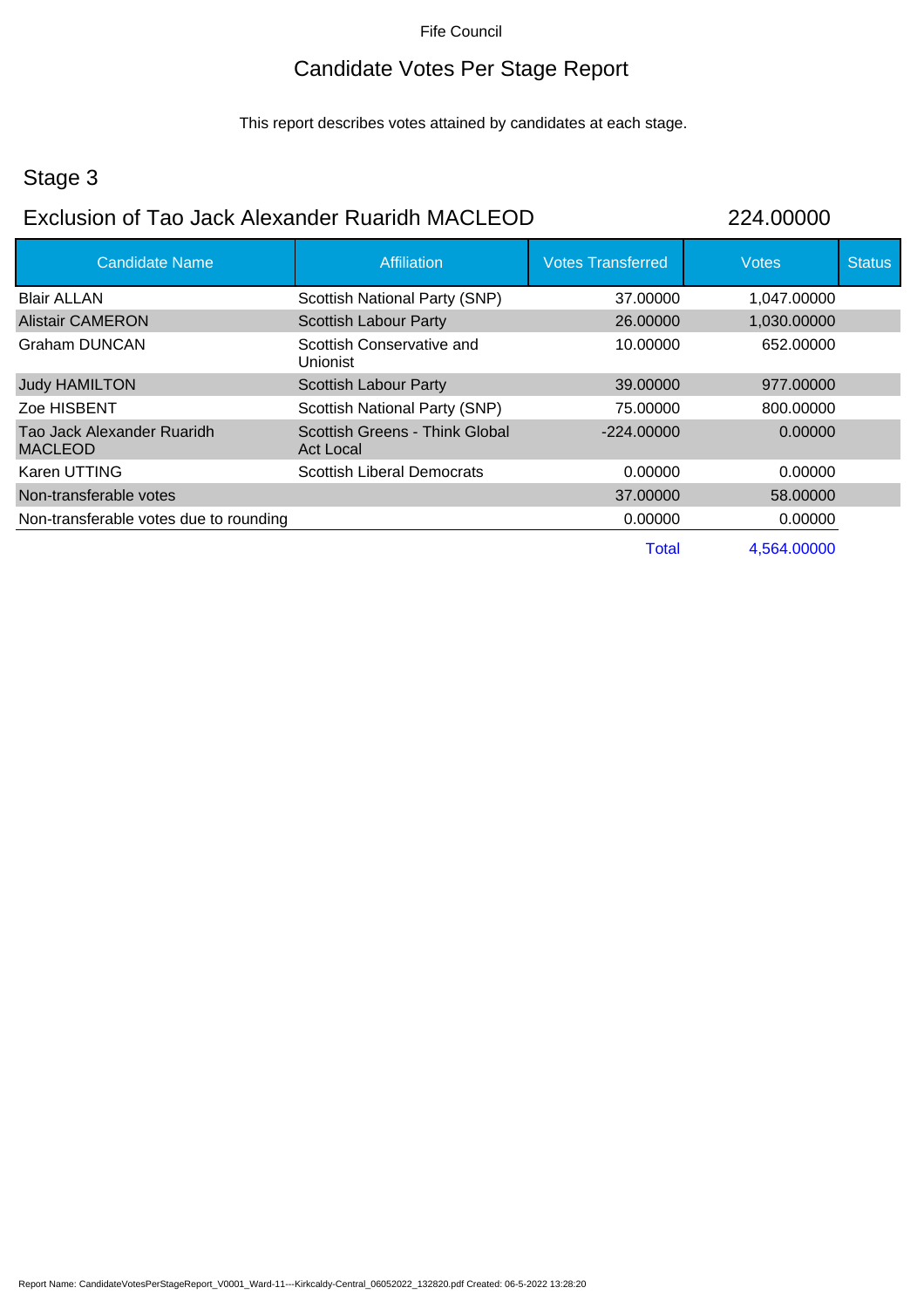Fife Council

# Candidate Votes Per Stage Report

This report describes votes attained by candidates at each stage.

## Stage 3

### Exclusion of Tao Jack Alexander Ruaridh MACLEOD 224.00000

| Candidate Name | Affiliation | Votes Transferred | Votes | Status |
|---|---|---|---|---|
| Blair ALLAN | Scottish National Party (SNP) | 37.00000 | 1,047.00000 | |
| Alistair CAMERON | Scottish Labour Party | 26.00000 | 1,030.00000 | |
| Graham DUNCAN | Scottish Conservative and Unionist | 10.00000 | 652.00000 | |
| Judy HAMILTON | Scottish Labour Party | 39.00000 | 977.00000 | |
| Zoe HISBENT | Scottish National Party (SNP) | 75.00000 | 800.00000 | |
| Tao Jack Alexander Ruaridh MACLEOD | Scottish Greens - Think Global Act Local | -224.00000 | 0.00000 | |
| Karen UTTING | Scottish Liberal Democrats | 0.00000 | 0.00000 | |
| Non-transferable votes | | 37.00000 | 58.00000 | |
| Non-transferable votes due to rounding | | 0.00000 | 0.00000 | |
| | | Total | 4,564.00000 | |

Report Name: CandidateVotesPerStageReport_V0001_Ward-11---Kirkcaldy-Central_06052022_132820.pdf Created: 06-5-2022 13:28:20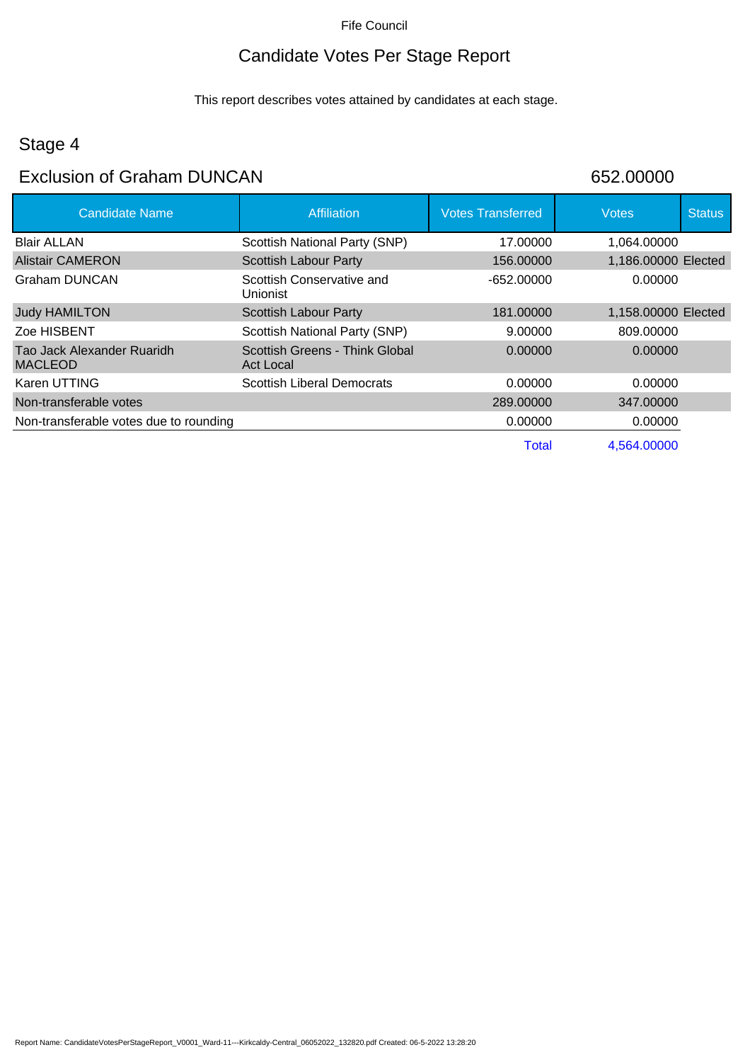Fife Council

# Candidate Votes Per Stage Report

This report describes votes attained by candidates at each stage.

## Stage 4

## Exclusion of Graham DUNCAN 652.00000

| Candidate Name | Affiliation | Votes Transferred | Votes | Status |
|---|---|---|---|---|
| Blair ALLAN | Scottish National Party (SNP) | 17.00000 | 1,064.00000 | |
| Alistair CAMERON | Scottish Labour Party | 156.00000 | 1,186.00000 | Elected |
| Graham DUNCAN | Scottish Conservative and Unionist | -652.00000 | 0.00000 | |
| Judy HAMILTON | Scottish Labour Party | 181.00000 | 1,158.00000 | Elected |
| Zoe HISBENT | Scottish National Party (SNP) | 9.00000 | 809.00000 | |
| Tao Jack Alexander Ruaridh MACLEOD | Scottish Greens - Think Global Act Local | 0.00000 | 0.00000 | |
| Karen UTTING | Scottish Liberal Democrats | 0.00000 | 0.00000 | |
| Non-transferable votes | | 289.00000 | 347.00000 | |
| Non-transferable votes due to rounding | | 0.00000 | 0.00000 | |
| | | Total | 4,564.00000 | |

Report Name: CandidateVotesPerStageReport_V0001_Ward-11---Kirkcaldy-Central_06052022_132820.pdf Created: 06-5-2022 13:28:20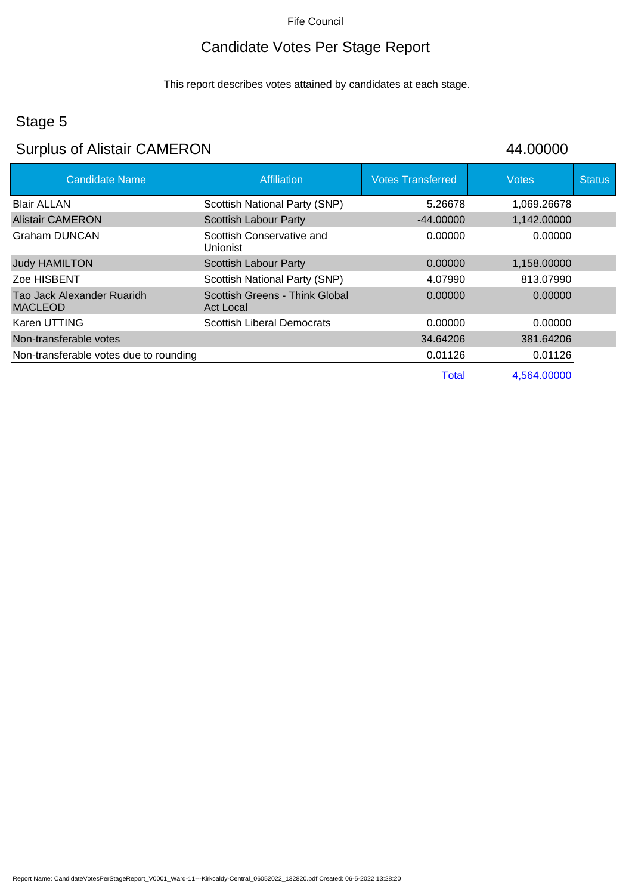Fife Council

# Candidate Votes Per Stage Report

This report describes votes attained by candidates at each stage.

## Stage 5

## Surplus of Alistair CAMERON 44.00000

| Candidate Name | Affiliation | Votes Transferred | Votes | Status |
|---|---|---|---|---|
| Blair ALLAN | Scottish National Party (SNP) | 5.26678 | 1,069.26678 | |
| Alistair CAMERON | Scottish Labour Party | -44.00000 | 1,142.00000 | |
| Graham DUNCAN | Scottish Conservative and Unionist | 0.00000 | 0.00000 | |
| Judy HAMILTON | Scottish Labour Party | 0.00000 | 1,158.00000 | |
| Zoe HISBENT | Scottish National Party (SNP) | 4.07990 | 813.07990 | |
| Tao Jack Alexander Ruaridh MACLEOD | Scottish Greens - Think Global Act Local | 0.00000 | 0.00000 | |
| Karen UTTING | Scottish Liberal Democrats | 0.00000 | 0.00000 | |
| Non-transferable votes | | 34.64206 | 381.64206 | |
| Non-transferable votes due to rounding | | 0.01126 | 0.01126 | |
| | | Total | 4,564.00000 | |

Report Name: CandidateVotesPerStageReport_V0001_Ward-11---Kirkcaldy-Central_06052022_132820.pdf Created: 06-5-2022 13:28:20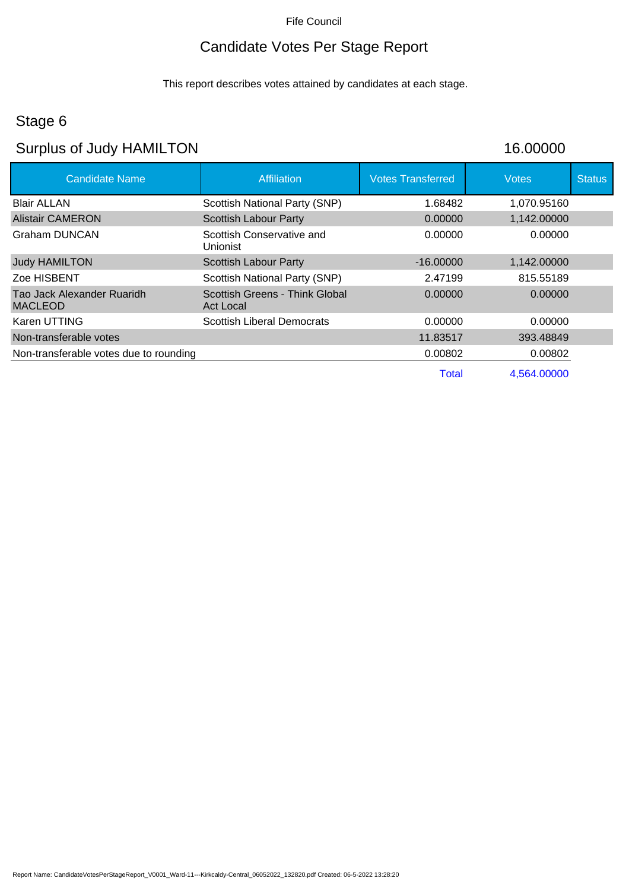Fife Council

# Candidate Votes Per Stage Report

This report describes votes attained by candidates at each stage.

## Stage 6

## Surplus of Judy HAMILTON 16.00000

| Candidate Name | Affiliation | Votes Transferred | Votes | Status |
|---|---|---|---|---|
| Blair ALLAN | Scottish National Party (SNP) | 1.68482 | 1,070.95160 | |
| Alistair CAMERON | Scottish Labour Party | 0.00000 | 1,142.00000 | |
| Graham DUNCAN | Scottish Conservative and Unionist | 0.00000 | 0.00000 | |
| Judy HAMILTON | Scottish Labour Party | -16.00000 | 1,142.00000 | |
| Zoe HISBENT | Scottish National Party (SNP) | 2.47199 | 815.55189 | |
| Tao Jack Alexander Ruaridh MACLEOD | Scottish Greens - Think Global Act Local | 0.00000 | 0.00000 | |
| Karen UTTING | Scottish Liberal Democrats | 0.00000 | 0.00000 | |
| Non-transferable votes | | 11.83517 | 393.48849 | |
| Non-transferable votes due to rounding | | 0.00802 | 0.00802 | |
| | | Total | 4,564.00000 | |

Report Name: CandidateVotesPerStageReport_V0001_Ward-11---Kirkcaldy-Central_06052022_132820.pdf Created: 06-5-2022 13:28:20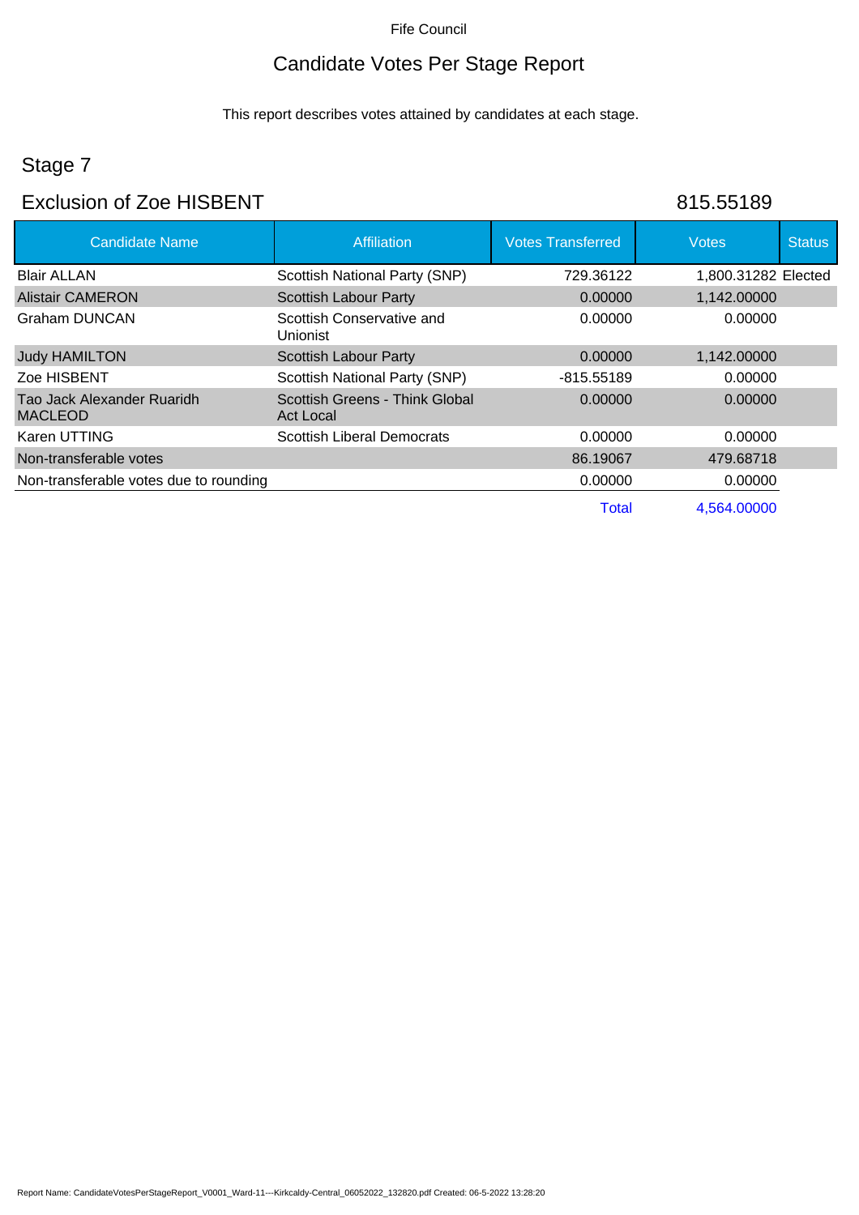Fife Council

# Candidate Votes Per Stage Report

This report describes votes attained by candidates at each stage.

## Stage 7

## Exclusion of Zoe HISBENT

815.55189

| Candidate Name | Affiliation | Votes Transferred | Votes | Status |
|---|---|---|---|---|
| Blair ALLAN | Scottish National Party (SNP) | 729.36122 | 1,800.31282 | Elected |
| Alistair CAMERON | Scottish Labour Party | 0.00000 | 1,142.00000 | |
| Graham DUNCAN | Scottish Conservative and Unionist | 0.00000 | 0.00000 | |
| Judy HAMILTON | Scottish Labour Party | 0.00000 | 1,142.00000 | |
| Zoe HISBENT | Scottish National Party (SNP) | -815.55189 | 0.00000 | |
| Tao Jack Alexander Ruaridh MACLEOD | Scottish Greens - Think Global Act Local | 0.00000 | 0.00000 | |
| Karen UTTING | Scottish Liberal Democrats | 0.00000 | 0.00000 | |
| Non-transferable votes | | 86.19067 | 479.68718 | |
| Non-transferable votes due to rounding | | 0.00000 | 0.00000 | |
| | | Total | 4,564.00000 | |

Report Name: CandidateVotesPerStageReport_V0001_Ward-11---Kirkcaldy-Central_06052022_132820.pdf Created: 06-5-2022 13:28:20